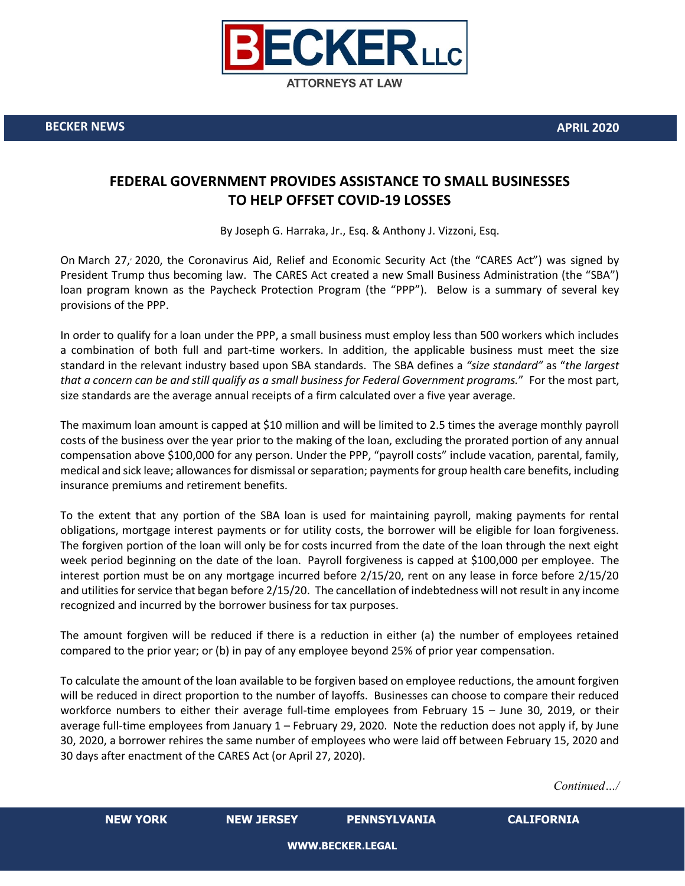# FEDERAL GOVERNMENT PROVIDES ASSISTANCE TO SMALL BUSINESSES TO HELP OFFSET COVID-19 LOSSES

By Joseph G. Harraka, Jr., Esq. & Anthony J. Vizzoni, Esq.

On March 27, 2020, the Coronavirus Aid, Relief and Economic Security Act (the "CARES Act") was signed by President Trump thus becoming law. The CARES Act created a new Small Business Administration (the "SBA") loan program known as the Paycheck Protection Program (the "PPP"). Below is a summary of several key provisions of the PPP.

In order to qualify for a loan under the PPP, a small business must employ less than 500 workers which includes a combination of both full and part-time workers. In addition, the applicable business must meet the size standard in the relevant industry based upon SBA standards. The SBA defines a *"size standard"* as "*the largest that a concern can be and still qualify as a small business for Federal Government programs.*" For the most part, size standards are the average annual receipts of a firm calculated over a five year average.

The maximum loan amount is capped at $10 million and will be limited to 2.5 times the average monthly payroll costs of the business over the year prior to the making of the loan, excluding the prorated portion of any annual compensation above $100,000 for any person. Under the PPP, "payroll costs" include vacation, parental, family, medical and sick leave; allowances for dismissal or separation; payments for group health care benefits, including insurance premiums and retirement benefits.

To the extent that any portion of the SBA loan is used for maintaining payroll, making payments for rental obligations, mortgage interest payments or for utility costs, the borrower will be eligible for loan forgiveness. The forgiven portion of the loan will only be for costs incurred from the date of the loan through the next eight week period beginning on the date of the loan. Payroll forgiveness is capped at $100,000 per employee. The interest portion must be on any mortgage incurred before 2/15/20, rent on any lease in force before 2/15/20 and utilities for service that began before 2/15/20. The cancellation of indebtedness will not result in any income recognized and incurred by the borrower business for tax purposes.

The amount forgiven will be reduced if there is a reduction in either (a) the number of employees retained compared to the prior year; or (b) in pay of any employee beyond 25% of prior year compensation.

To calculate the amount of the loan available to be forgiven based on employee reductions, the amount forgiven will be reduced in direct proportion to the number of layoffs. Businesses can choose to compare their reduced workforce numbers to either their average full-time employees from February 15 – June 30, 2019, or their average full-time employees from January 1 – February 29, 2020. Note the reduction does not apply if, by June 30, 2020, a borrower rehires the same number of employees who were laid off between February 15, 2020 and 30 days after enactment of the CARES Act (or April 27, 2020).

*Continued…/*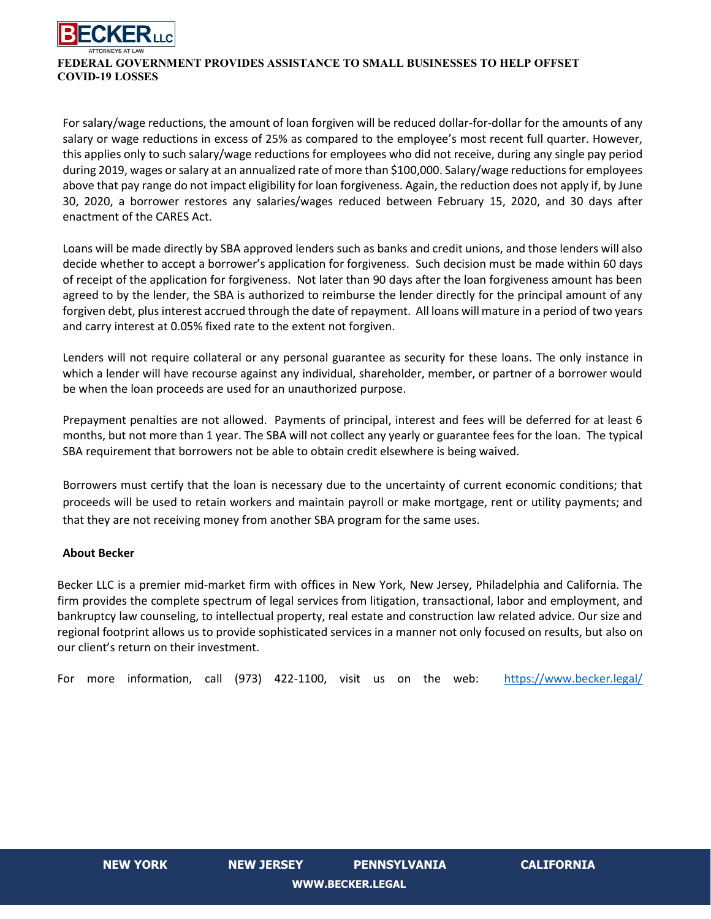For salary/wage reductions, the amount of loan forgiven will be reduced dollar-for-dollar for the amounts of any salary or wage reductions in excess of 25% as compared to the employee's most recent full quarter. However, this applies only to such salary/wage reductions for employees who did not receive, during any single pay period during 2019, wages or salary at an annualized rate of more than $100,000. Salary/wage reductions for employees above that pay range do not impact eligibility for loan forgiveness. Again, the reduction does not apply if, by June 30, 2020, a borrower restores any salaries/wages reduced between February 15, 2020, and 30 days after enactment of the CARES Act.

Loans will be made directly by SBA approved lenders such as banks and credit unions, and those lenders will also decide whether to accept a borrower's application for forgiveness. Such decision must be made within 60 days of receipt of the application for forgiveness. Not later than 90 days after the loan forgiveness amount has been agreed to by the lender, the SBA is authorized to reimburse the lender directly for the principal amount of any forgiven debt, plus interest accrued through the date of repayment. All loans will mature in a period of two years and carry interest at 0.05% fixed rate to the extent not forgiven.

Lenders will not require collateral or any personal guarantee as security for these loans. The only instance in which a lender will have recourse against any individual, shareholder, member, or partner of a borrower would be when the loan proceeds are used for an unauthorized purpose.

Prepayment penalties are not allowed. Payments of principal, interest and fees will be deferred for at least 6 months, but not more than 1 year. The SBA will not collect any yearly or guarantee fees for the loan. The typical SBA requirement that borrowers not be able to obtain credit elsewhere is being waived.

Borrowers must certify that the loan is necessary due to the uncertainty of current economic conditions; that proceeds will be used to retain workers and maintain payroll or make mortgage, rent or utility payments; and that they are not receiving money from another SBA program for the same uses.

**About Becker**

Becker LLC is a premier mid-market firm with offices in New York, New Jersey, Philadelphia and California. The firm provides the complete spectrum of legal services from litigation, transactional, labor and employment, and bankruptcy law counseling, to intellectual property, real estate and construction law related advice. Our size and regional footprint allows us to provide sophisticated services in a manner not only focused on results, but also on our client's return on their investment.

For more information, call (973) 422-1100, visit us on the web: https://www.becker.legal/